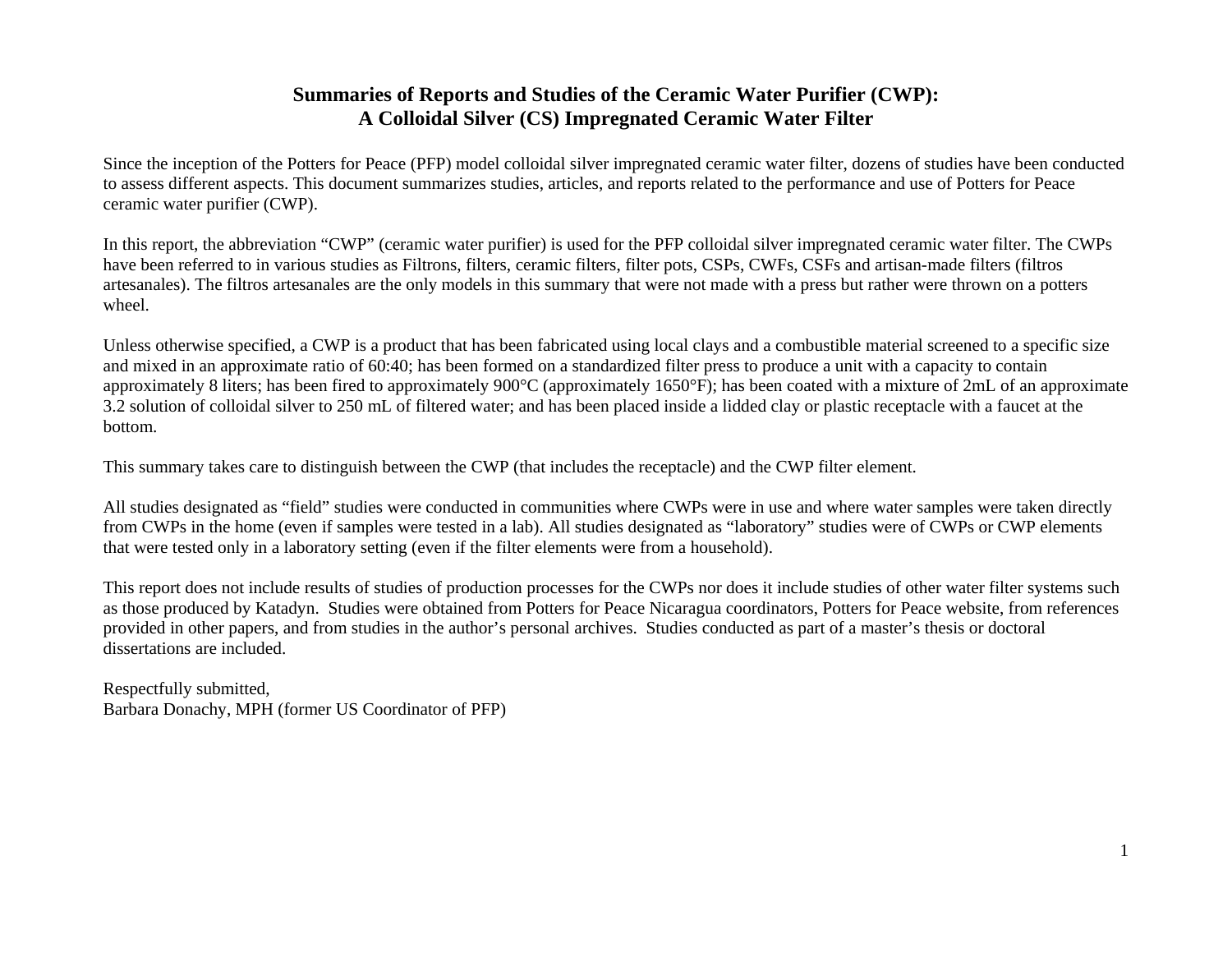# Summaries of Reports and Studies of the Ceramic Water Purifier (CWP): A Colloidal Silver (CS) Impregnated Ceramic Water Filter

Since the inception of the Potters for Peace (PFP) model colloidal silver impregnated ceramic water filter, dozens of studies have been conducted to assess different aspects. This document summarizes studies, articles, and reports related to the performance and use of Potters for Peace ceramic water purifier (CWP).

In this report, the abbreviation "CWP" (ceramic water purifier) is used for the PFP colloidal silver impregnated ceramic water filter. The CWPs have been referred to in various studies as Filtrons, filters, ceramic filters, filter pots, CSPs, CWFs, CSFs and artisan-made filters (filtros artesanales). The filtros artesanales are the only models in this summary that were not made with a press but rather were thrown on a potters wheel.

Unless otherwise specified, a CWP is a product that has been fabricated using local clays and a combustible material screened to a specific size and mixed in an approximate ratio of 60:40; has been formed on a standardized filter press to produce a unit with a capacity to contain approximately 8 liters; has been fired to approximately 900°C (approximately 1650°F); has been coated with a mixture of 2mL of an approximate 3.2 solution of colloidal silver to 250 mL of filtered water; and has been placed inside a lidded clay or plastic receptacle with a faucet at the bottom.

This summary takes care to distinguish between the CWP (that includes the receptacle) and the CWP filter element.

All studies designated as "field" studies were conducted in communities where CWPs were in use and where water samples were taken directly from CWPs in the home (even if samples were tested in a lab). All studies designated as "laboratory" studies were of CWPs or CWP elements that were tested only in a laboratory setting (even if the filter elements were from a household).

This report does not include results of studies of production processes for the CWPs nor does it include studies of other water filter systems such as those produced by Katadyn. Studies were obtained from Potters for Peace Nicaragua coordinators, Potters for Peace website, from references provided in other papers, and from studies in the author's personal archives. Studies conducted as part of a master's thesis or doctoral dissertations are included.

Respectfully submitted,
Barbara Donachy, MPH (former US Coordinator of PFP)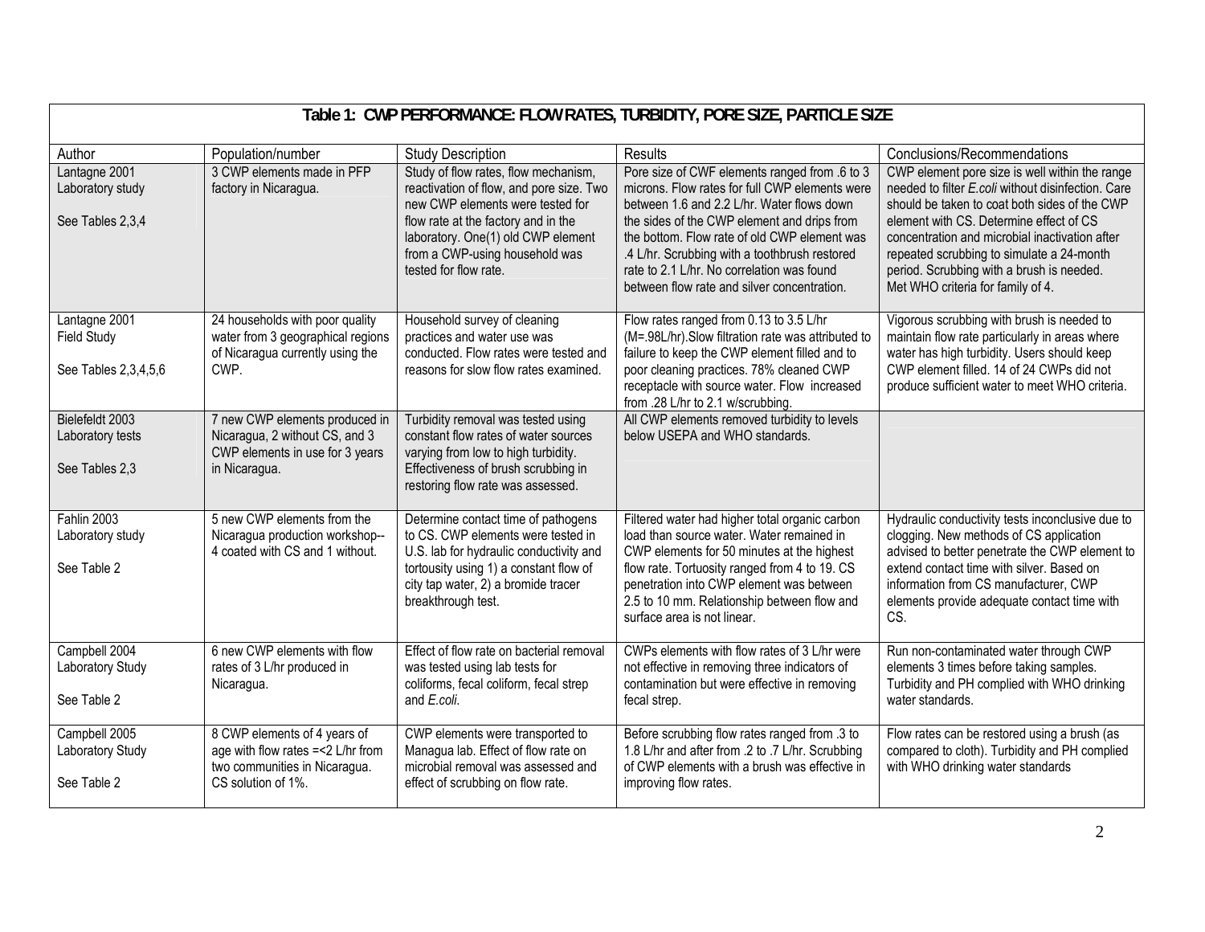| Table 1: CWP PERFORMANCE: FLOW RATES, TURBIDITY, PORE SIZE, PARTICLE SIZE | | | | |
|---|---|---|---|---|
| Author | Population/number | Study Description | Results | Conclusions/Recommendations |
| Lantagne 2001 Laboratory study See Tables 2,3,4 | 3 CWP elements made in PFP factory in Nicaragua. | Study of flow rates, flow mechanism, reactivation of flow, and pore size. Two new CWP elements were tested for flow rate at the factory and in the laboratory. One(1) old CWP element from a CWP-using household was tested for flow rate. | Pore size of CWF elements ranged from .6 to 3 microns. Flow rates for full CWP elements were between 1.6 and 2.2 L/hr. Water flows down the sides of the CWP element and drips from the bottom. Flow rate of old CWP element was .4 L/hr. Scrubbing with a toothbrush restored rate to 2.1 L/hr. No correlation was found between flow rate and silver concentration. | CWP element pore size is well within the range needed to filter *E.coli* without disinfection. Care should be taken to coat both sides of the CWP element with CS. Determine effect of CS concentration and microbial inactivation after repeated scrubbing to simulate a 24-month period. Scrubbing with a brush is needed. Met WHO criteria for family of 4. |
| Lantagne 2001 Field Study See Tables 2,3,4,5,6 | 24 households with poor quality water from 3 geographical regions of Nicaragua currently using the CWP. | Household survey of cleaning practices and water use was conducted. Flow rates were tested and reasons for slow flow rates examined. | Flow rates ranged from 0.13 to 3.5 L/hr (M=.98L/hr).Slow filtration rate was attributed to failure to keep the CWP element filled and to poor cleaning practices. 78% cleaned CWP receptacle with source water. Flow increased from .28 L/hr to 2.1 w/scrubbing. | Vigorous scrubbing with brush is needed to maintain flow rate particularly in areas where water has high turbidity. Users should keep CWP element filled. 14 of 24 CWPs did not produce sufficient water to meet WHO criteria. |
| Bielefeldt 2003 Laboratory tests See Tables 2,3 | 7 new CWP elements produced in Nicaragua, 2 without CS, and 3 CWP elements in use for 3 years in Nicaragua. | Turbidity removal was tested using constant flow rates of water sources varying from low to high turbidity. Effectiveness of brush scrubbing in restoring flow rate was assessed. | All CWP elements removed turbidity to levels below USEPA and WHO standards. | |
| Fahlin 2003 Laboratory study See Table 2 | 5 new CWP elements from the Nicaragua production workshop--4 coated with CS and 1 without. | Determine contact time of pathogens to CS. CWP elements were tested in U.S. lab for hydraulic conductivity and tortousity using 1) a constant flow of city tap water, 2) a bromide tracer breakthrough test. | Filtered water had higher total organic carbon load than source water. Water remained in CWP elements for 50 minutes at the highest flow rate. Tortuosity ranged from 4 to 19. CS penetration into CWP element was between 2.5 to 10 mm. Relationship between flow and surface area is not linear. | Hydraulic conductivity tests inconclusive due to clogging. New methods of CS application advised to better penetrate the CWP element to extend contact time with silver. Based on information from CS manufacturer, CWP elements provide adequate contact time with CS. |
| Campbell 2004 Laboratory Study See Table 2 | 6 new CWP elements with flow rates of 3 L/hr produced in Nicaragua. | Effect of flow rate on bacterial removal was tested using lab tests for coliforms, fecal coliform, fecal strep and *E.coli*. | CWPs elements with flow rates of 3 L/hr were not effective in removing three indicators of contamination but were effective in removing fecal strep. | Run non-contaminated water through CWP elements 3 times before taking samples. Turbidity and PH complied with WHO drinking water standards. |
| Campbell 2005 Laboratory Study See Table 2 | 8 CWP elements of 4 years of age with flow rates =<2 L/hr from two communities in Nicaragua. CS solution of 1%. | CWP elements were transported to Managua lab. Effect of flow rate on microbial removal was assessed and effect of scrubbing on flow rate. | Before scrubbing flow rates ranged from .3 to 1.8 L/hr and after from .2 to .7 L/hr. Scrubbing of CWP elements with a brush was effective in improving flow rates. | Flow rates can be restored using a brush (as compared to cloth). Turbidity and PH complied with WHO drinking water standards |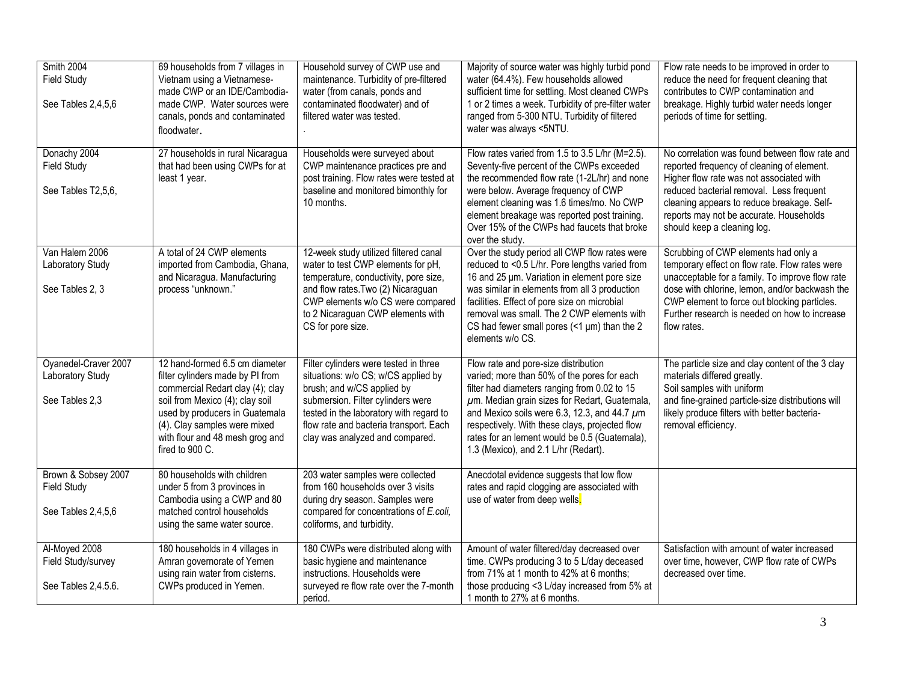| | | | | |
|---|---|---|---|---|
| Smith 2004<br>Field Study<br><br>See Tables 2,4,5,6 | 69 households from 7 villages in Vietnam using a Vietnamese-made CWP or an IDE/Cambodia-made CWP. Water sources were canals, ponds and contaminated floodwater. | Household survey of CWP use and maintenance. Turbidity of pre-filtered water (from canals, ponds and contaminated floodwater) and of filtered water was tested.<br>. | Majority of source water was highly turbid pond water (64.4%). Few households allowed sufficient time for settling. Most cleaned CWPs 1 or 2 times a week. Turbidity of pre-filter water ranged from 5-300 NTU. Turbidity of filtered water was always <5NTU. | Flow rate needs to be improved in order to reduce the need for frequent cleaning that contributes to CWP contamination and breakage. Highly turbid water needs longer periods of time for settling. |
| Donachy 2004<br>Field Study<br><br>See Tables T2,5,6, | 27 households in rural Nicaragua that had been using CWPs for at least 1 year. | Households were surveyed about CWP maintenance practices pre and post training. Flow rates were tested at baseline and monitored bimonthly for 10 months. | Flow rates varied from 1.5 to 3.5 L/hr (M=2.5). Seventy-five percent of the CWPs exceeded the recommended flow rate (1-2L/hr) and none were below. Average frequency of CWP element cleaning was 1.6 times/mo. No CWP element breakage was reported post training. Over 15% of the CWPs had faucets that broke over the study. | No correlation was found between flow rate and reported frequency of cleaning of element. Higher flow rate was not associated with reduced bacterial removal. Less frequent cleaning appears to reduce breakage. Self-reports may not be accurate. Households should keep a cleaning log. |
| Van Halem 2006<br>Laboratory Study<br><br>See Tables 2, 3 | A total of 24 CWP elements imported from Cambodia, Ghana, and Nicaragua. Manufacturing process "unknown." | 12-week study utilized filtered canal water to test CWP elements for pH, temperature, conductivity, pore size, and flow rates.Two (2) Nicaraguan CWP elements w/o CS were compared to 2 Nicaraguan CWP elements with CS for pore size. | Over the study period all CWP flow rates were reduced to <0.5 L/hr. Pore lengths varied from 16 and 25 µm. Variation in element pore size was similar in elements from all 3 production facilities. Effect of pore size on microbial removal was small. The 2 CWP elements with CS had fewer small pores (<1 µm) than the 2 elements w/o CS. | Scrubbing of CWP elements had only a temporary effect on flow rate. Flow rates were unacceptable for a family. To improve flow rate dose with chlorine, lemon, and/or backwash the CWP element to force out blocking particles. Further research is needed on how to increase flow rates. |
| Oyanedel-Craver 2007<br>Laboratory Study<br><br>See Tables 2,3 | 12 hand-formed 6.5 cm diameter filter cylinders made by PI from commercial Redart clay (4); clay soil from Mexico (4); clay soil used by producers in Guatemala (4). Clay samples were mixed with flour and 48 mesh grog and fired to 900 C. | Filter cylinders were tested in three situations: w/o CS; w/CS applied by brush; and w/CS applied by submersion. Filter cylinders were tested in the laboratory with regard to flow rate and bacteria transport. Each clay was analyzed and compared. | Flow rate and pore-size distribution varied; more than 50% of the pores for each filter had diameters ranging from 0.02 to 15 *µ*m. Median grain sizes for Redart, Guatemala, and Mexico soils were 6.3, 12.3, and 44.7 *µ*m respectively. With these clays, projected flow rates for an lement would be 0.5 (Guatemala), 1.3 (Mexico), and 2.1 L/hr (Redart). | The particle size and clay content of the 3 clay materials differed greatly.<br>Soil samples with uniform and fine-grained particle-size distributions will likely produce filters with better bacteria-removal efficiency. |
| Brown & Sobsey 2007<br>Field Study<br><br>See Tables 2,4,5,6 | 80 households with children under 5 from 3 provinces in Cambodia using a CWP and 80 matched control households using the same water source. | 203 water samples were collected from 160 households over 3 visits during dry season. Samples were compared for concentrations of *E.coli,* coliforms, and turbidity. | Anecdotal evidence suggests that low flow rates and rapid clogging are associated with use of water from deep wells. | |
| Al-Moyed 2008<br>Field Study/survey<br><br>See Tables 2,4.5.6. | 180 households in 4 villages in Amran governorate of Yemen using rain water from cisterns. CWPs produced in Yemen. | 180 CWPs were distributed along with basic hygiene and maintenance instructions. Households were surveyed re flow rate over the 7-month period. | Amount of water filtered/day decreased over time. CWPs producing 3 to 5 L/day deceased from 71% at 1 month to 42% at 6 months; those producing <3 L/day increased from 5% at 1 month to 27% at 6 months. | Satisfaction with amount of water increased over time, however, CWP flow rate of CWPs decreased over time. |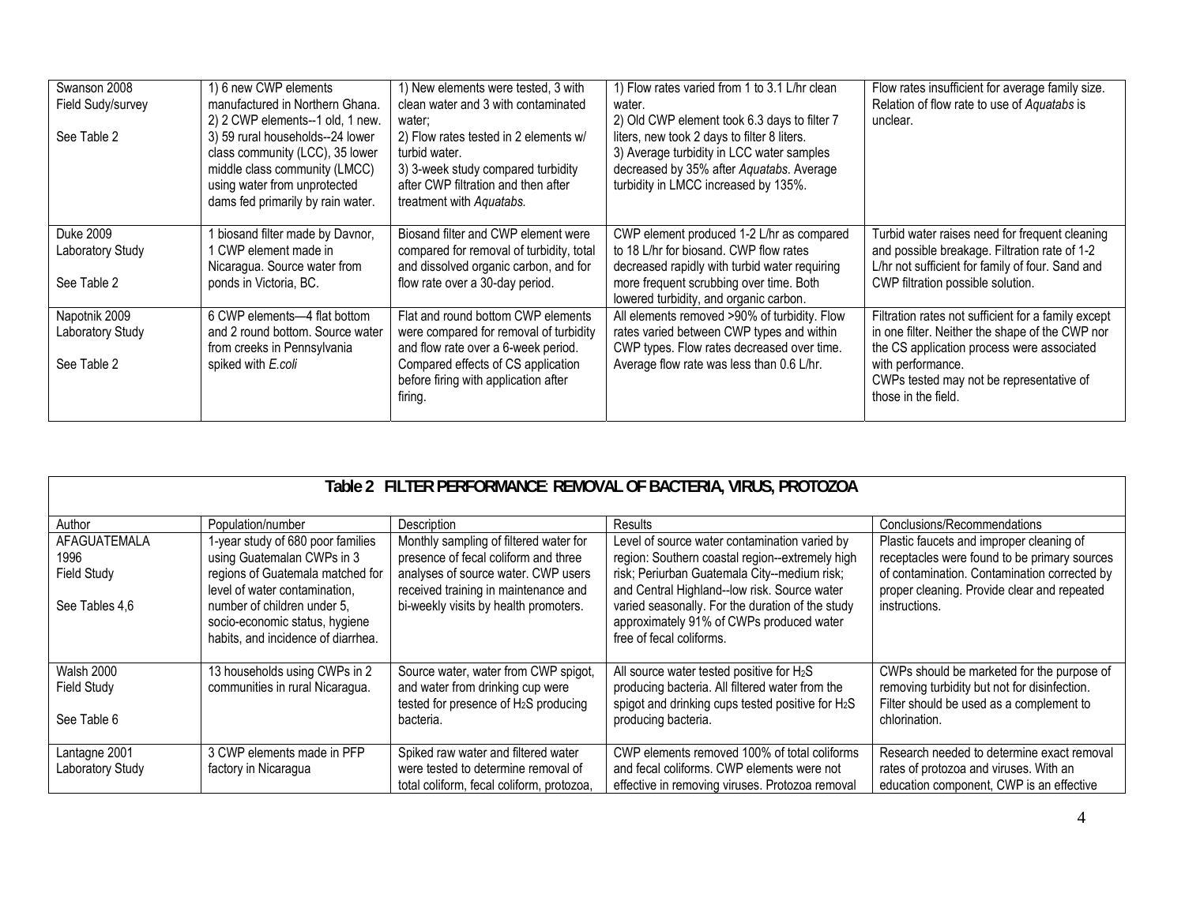| | | | | |
|---|---|---|---|---|
| Swanson 2008<br>Field Sudy/survey<br><br>See Table 2 | 1) 6 new CWP elements manufactured in Northern Ghana.<br>2) 2 CWP elements--1 old, 1 new.<br>3) 59 rural households--24 lower class community (LCC), 35 lower middle class community (LMCC) using water from unprotected dams fed primarily by rain water. | 1) New elements were tested, 3 with clean water and 3 with contaminated water;<br>2) Flow rates tested in 2 elements w/ turbid water.<br>3) 3-week study compared turbidity after CWP filtration and then after treatment with *Aquatabs.* | 1) Flow rates varied from 1 to 3.1 L/hr clean water.<br>2) Old CWP element took 6.3 days to filter 7 liters, new took 2 days to filter 8 liters.<br>3) Average turbidity in LCC water samples decreased by 35% after *Aquatabs*. Average turbidity in LMCC increased by 135%. | Flow rates insufficient for average family size. Relation of flow rate to use of *Aquatabs* is unclear. |
| Duke 2009<br>Laboratory Study<br><br>See Table 2 | 1 biosand filter made by Davnor, 1 CWP element made in Nicaragua. Source water from ponds in Victoria, BC. | Biosand filter and CWP element were compared for removal of turbidity, total and dissolved organic carbon, and for flow rate over a 30-day period. | CWP element produced 1-2 L/hr as compared to 18 L/hr for biosand. CWP flow rates decreased rapidly with turbid water requiring more frequent scrubbing over time. Both lowered turbidity, and organic carbon. | Turbid water raises need for frequent cleaning and possible breakage. Filtration rate of 1-2 L/hr not sufficient for family of four. Sand and CWP filtration possible solution. |
| Napotnik 2009<br>Laboratory Study<br><br>See Table 2 | 6 CWP elements—4 flat bottom and 2 round bottom. Source water from creeks in Pennsylvania spiked with *E.coli* | Flat and round bottom CWP elements were compared for removal of turbidity and flow rate over a 6-week period. Compared effects of CS application before firing with application after firing. | All elements removed >90% of turbidity. Flow rates varied between CWP types and within CWP types. Flow rates decreased over time. Average flow rate was less than 0.6 L/hr. | Filtration rates not sufficient for a family except in one filter. Neither the shape of the CWP nor the CS application process were associated with performance.<br>CWPs tested may not be representative of those in the field. |

**Table 2 FILTER PERFORMANCE: REMOVAL OF BACTERIA, VIRUS, PROTOZOA**

| Author | Population/number | Description | Results | Conclusions/Recommendations |
|---|---|---|---|---|
| AFAGUATEMALA 1996<br>Field Study<br><br>See Tables 4,6 | 1-year study of 680 poor families using Guatemalan CWPs in 3 regions of Guatemala matched for level of water contamination, number of children under 5, socio-economic status, hygiene habits, and incidence of diarrhea. | Monthly sampling of filtered water for presence of fecal coliform and three analyses of source water. CWP users received training in maintenance and bi-weekly visits by health promoters. | Level of source water contamination varied by region: Southern coastal region--extremely high risk; Periurban Guatemala City--medium risk; and Central Highland--low risk. Source water varied seasonally. For the duration of the study approximately 91% of CWPs produced water free of fecal coliforms. | Plastic faucets and improper cleaning of receptacles were found to be primary sources of contamination. Contamination corrected by proper cleaning. Provide clear and repeated instructions. |
| Walsh 2000<br>Field Study<br><br>See Table 6 | 13 households using CWPs in 2 communities in rural Nicaragua. | Source water, water from CWP spigot, and water from drinking cup were tested for presence of $H_2S$ producing bacteria. | All source water tested positive for $H_2S$ producing bacteria. All filtered water from the spigot and drinking cups tested positive for $H_2S$ producing bacteria. | CWPs should be marketed for the purpose of removing turbidity but not for disinfection. Filter should be used as a complement to chlorination. |
| Lantagne 2001<br>Laboratory Study | 3 CWP elements made in PFP factory in Nicaragua | Spiked raw water and filtered water were tested to determine removal of total coliform, fecal coliform, protozoa, | CWP elements removed 100% of total coliforms and fecal coliforms. CWP elements were not effective in removing viruses. Protozoa removal | Research needed to determine exact removal rates of protozoa and viruses. With an education component, CWP is an effective |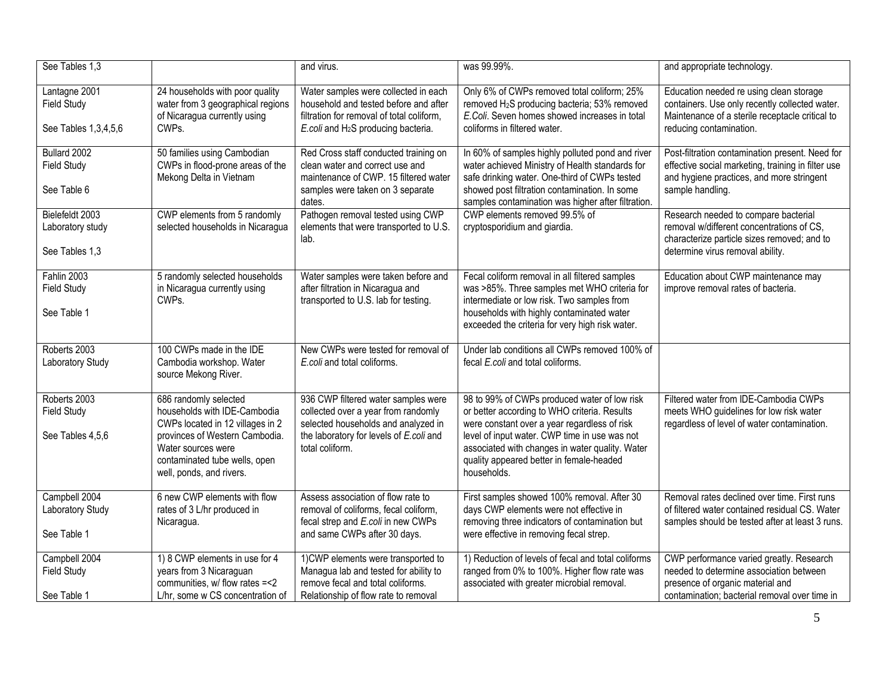| See Tables 1,3 | | and virus. | was 99.99%. | and appropriate technology. |
|---|---|---|---|---|
| Lantagne 2001 Field Study<br><br>See Tables 1,3,4,5,6 | 24 households with poor quality water from 3 geographical regions of Nicaragua currently using CWPs. | Water samples were collected in each household and tested before and after filtration for removal of total coliform, *E.coli* and $H_2S$ producing bacteria. | Only 6% of CWPs removed total coliform; 25% removed $H_2S$ producing bacteria; 53% removed *E.Coli*. Seven homes showed increases in total coliforms in filtered water. | Education needed re using clean storage containers. Use only recently collected water. Maintenance of a sterile receptacle critical to reducing contamination. |
| Bullard 2002 Field Study<br><br>See Table 6 | 50 families using Cambodian CWPs in flood-prone areas of the Mekong Delta in Vietnam | Red Cross staff conducted training on clean water and correct use and maintenance of CWP. 15 filtered water samples were taken on 3 separate dates. | In 60% of samples highly polluted pond and river water achieved Ministry of Health standards for safe drinking water. One-third of CWPs tested showed post filtration contamination. In some samples contamination was higher after filtration. | Post-filtration contamination present. Need for effective social marketing, training in filter use and hygiene practices, and more stringent sample handling. |
| Bielefeldt 2003 Laboratory study<br><br>See Tables 1,3 | CWP elements from 5 randomly selected households in Nicaragua | Pathogen removal tested using CWP elements that were transported to U.S. lab. | CWP elements removed 99.5% of cryptosporidium and giardia. | Research needed to compare bacterial removal w/different concentrations of CS, characterize particle sizes removed; and to determine virus removal ability. |
| Fahlin 2003 Field Study<br><br>See Table 1 | 5 randomly selected households in Nicaragua currently using CWPs. | Water samples were taken before and after filtration in Nicaragua and transported to U.S. lab for testing. | Fecal coliform removal in all filtered samples was >85%. Three samples met WHO criteria for intermediate or low risk. Two samples from households with highly contaminated water exceeded the criteria for very high risk water. | Education about CWP maintenance may improve removal rates of bacteria. |
| Roberts 2003 Laboratory Study | 100 CWPs made in the IDE Cambodia workshop. Water source Mekong River. | New CWPs were tested for removal of *E.coli* and total coliforms. | Under lab conditions all CWPs removed 100% of fecal *E.coli* and total coliforms. | |
| Roberts 2003 Field Study<br><br>See Tables 4,5,6 | 686 randomly selected households with IDE-Cambodia CWPs located in 12 villages in 2 provinces of Western Cambodia. Water sources were contaminated tube wells, open well, ponds, and rivers. | 936 CWP filtered water samples were collected over a year from randomly selected households and analyzed in the laboratory for levels of *E.coli* and total coliform. | 98 to 99% of CWPs produced water of low risk or better according to WHO criteria. Results were constant over a year regardless of risk level of input water. CWP time in use was not associated with changes in water quality. Water quality appeared better in female-headed households. | Filtered water from IDE-Cambodia CWPs meets WHO guidelines for low risk water regardless of level of water contamination. |
| Campbell 2004 Laboratory Study<br><br>See Table 1 | 6 new CWP elements with flow rates of 3 L/hr produced in Nicaragua. | Assess association of flow rate to removal of coliforms, fecal coliform, fecal strep and *E.coli* in new CWPs and same CWPs after 30 days. | First samples showed 100% removal. After 30 days CWP elements were not effective in removing three indicators of contamination but were effective in removing fecal strep. | Removal rates declined over time. First runs of filtered water contained residual CS. Water samples should be tested after at least 3 runs. |
| Campbell 2004 Field Study<br><br>See Table 1 | 1) 8 CWP elements in use for 4 years from 3 Nicaraguan communities, w/ flow rates =<2 L/hr, some w CS concentration of | 1)CWP elements were transported to Managua lab and tested for ability to remove fecal and total coliforms. Relationship of flow rate to removal | 1) Reduction of levels of fecal and total coliforms ranged from 0% to 100%. Higher flow rate was associated with greater microbial removal. | CWP performance varied greatly. Research needed to determine association between presence of organic material and contamination; bacterial removal over time in |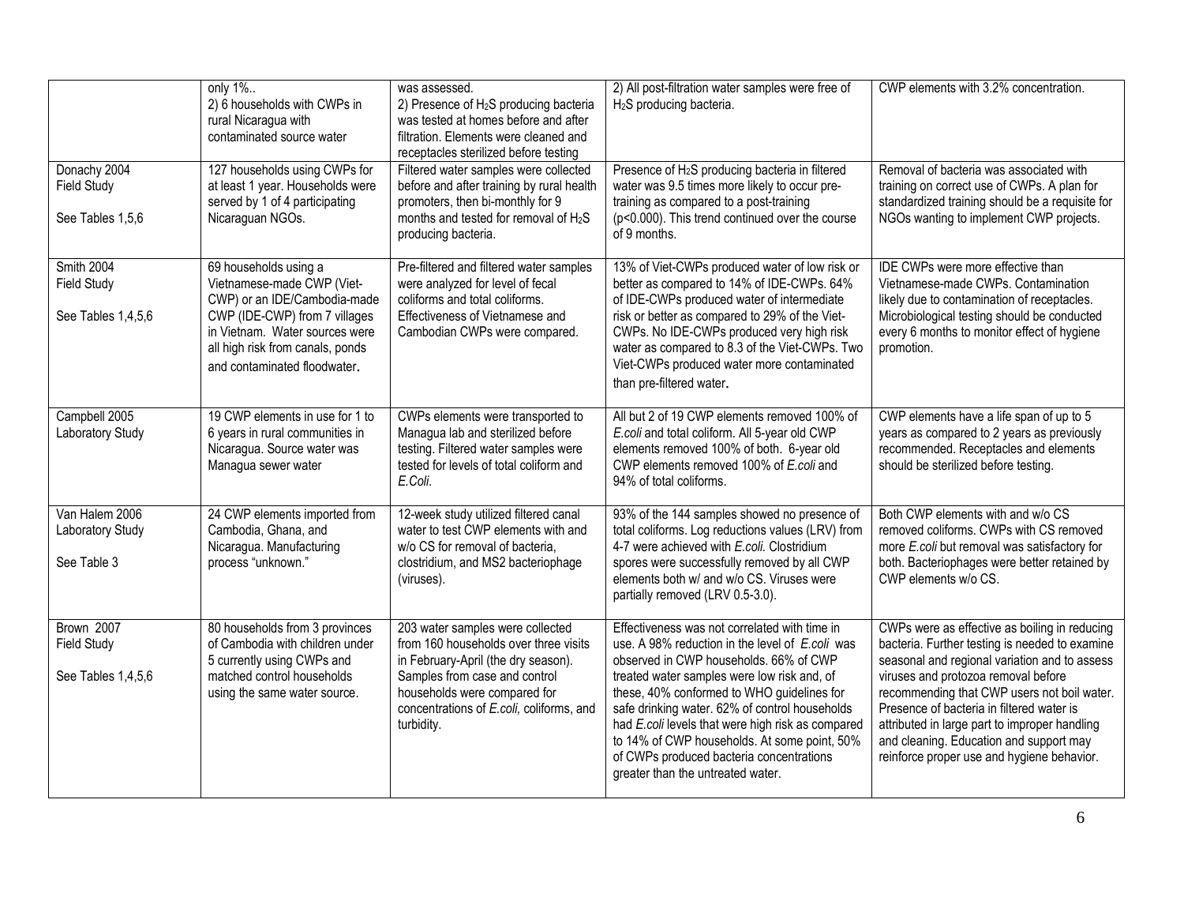| | | | | |
|---|---|---|---|---|
| | only 1%..<br>2) 6 households with CWPs in rural Nicaragua with contaminated source water | was assessed.<br>2) Presence of $H_2S$ producing bacteria was tested at homes before and after filtration. Elements were cleaned and receptacles sterilized before testing | 2) All post-filtration water samples were free of $H_2S$ producing bacteria. | CWP elements with 3.2% concentration. |
| Donachy 2004<br>Field Study<br><br>See Tables 1,5,6 | 127 households using CWPs for at least 1 year. Households were served by 1 of 4 participating Nicaraguan NGOs. | Filtered water samples were collected before and after training by rural health promoters, then bi-monthly for 9 months and tested for removal of $H_2S$ producing bacteria. | Presence of $H_2S$ producing bacteria in filtered water was 9.5 times more likely to occur pre-training as compared to a post-training ($p<0.000$). This trend continued over the course of 9 months. | Removal of bacteria was associated with training on correct use of CWPs. A plan for standardized training should be a requisite for NGOs wanting to implement CWP projects. |
| Smith 2004<br>Field Study<br><br>See Tables 1,4,5,6 | 69 households using a Vietnamese-made CWP (Viet-CWP) or an IDE/Cambodia-made CWP (IDE-CWP) from 7 villages in Vietnam. Water sources were all high risk from canals, ponds and contaminated floodwater. | Pre-filtered and filtered water samples were analyzed for level of fecal coliforms and total coliforms. Effectiveness of Vietnamese and Cambodian CWPs were compared. | 13% of Viet-CWPs produced water of low risk or better as compared to 14% of IDE-CWPs. 64% of IDE-CWPs produced water of intermediate risk or better as compared to 29% of the Viet-CWPs. No IDE-CWPs produced very high risk water as compared to 8.3 of the Viet-CWPs. Two Viet-CWPs produced water more contaminated than pre-filtered water. | IDE CWPs were more effective than Vietnamese-made CWPs. Contamination likely due to contamination of receptacles. Microbiological testing should be conducted every 6 months to monitor effect of hygiene promotion. |
| Campbell 2005<br>Laboratory Study | 19 CWP elements in use for 1 to 6 years in rural communities in Nicaragua. Source water was Managua sewer water | CWPs elements were transported to Managua lab and sterilized before testing. Filtered water samples were tested for levels of total coliform and *E.Coli*. | All but 2 of 19 CWP elements removed 100% of *E.coli* and total coliform. All 5-year old CWP elements removed 100% of both. 6-year old CWP elements removed 100% of *E.coli* and 94% of total coliforms. | CWP elements have a life span of up to 5 years as compared to 2 years as previously recommended. Receptacles and elements should be sterilized before testing. |
| Van Halem 2006<br>Laboratory Study<br><br>See Table 3 | 24 CWP elements imported from Cambodia, Ghana, and Nicaragua. Manufacturing process "unknown." | 12-week study utilized filtered canal water to test CWP elements with and w/o CS for removal of bacteria, clostridium, and MS2 bacteriophage (viruses). | 93% of the 144 samples showed no presence of total coliforms. Log reductions values (LRV) from 4-7 were achieved with *E.coli.* Clostridium spores were successfully removed by all CWP elements both w/ and w/o CS. Viruses were partially removed (LRV 0.5-3.0). | Both CWP elements with and w/o CS removed coliforms. CWPs with CS removed more *E.coli* but removal was satisfactory for both. Bacteriophages were better retained by CWP elements w/o CS. |
| Brown 2007<br>Field Study<br><br>See Tables 1,4,5,6 | 80 households from 3 provinces of Cambodia with children under 5 currently using CWPs and matched control households using the same water source. | 203 water samples were collected from 160 households over three visits in February-April (the dry season). Samples from case and control households were compared for concentrations of *E.coli,* coliforms, and turbidity. | Effectiveness was not correlated with time in use. A 98% reduction in the level of *E.coli* was observed in CWP households. 66% of CWP treated water samples were low risk and, of these, 40% conformed to WHO guidelines for safe drinking water. 62% of control households had *E.coli* levels that were high risk as compared to 14% of CWP households. At some point, 50% of CWPs produced bacteria concentrations greater than the untreated water. | CWPs were as effective as boiling in reducing bacteria. Further testing is needed to examine seasonal and regional variation and to assess viruses and protozoa removal before recommending that CWP users not boil water. Presence of bacteria in filtered water is attributed in large part to improper handling and cleaning. Education and support may reinforce proper use and hygiene behavior. |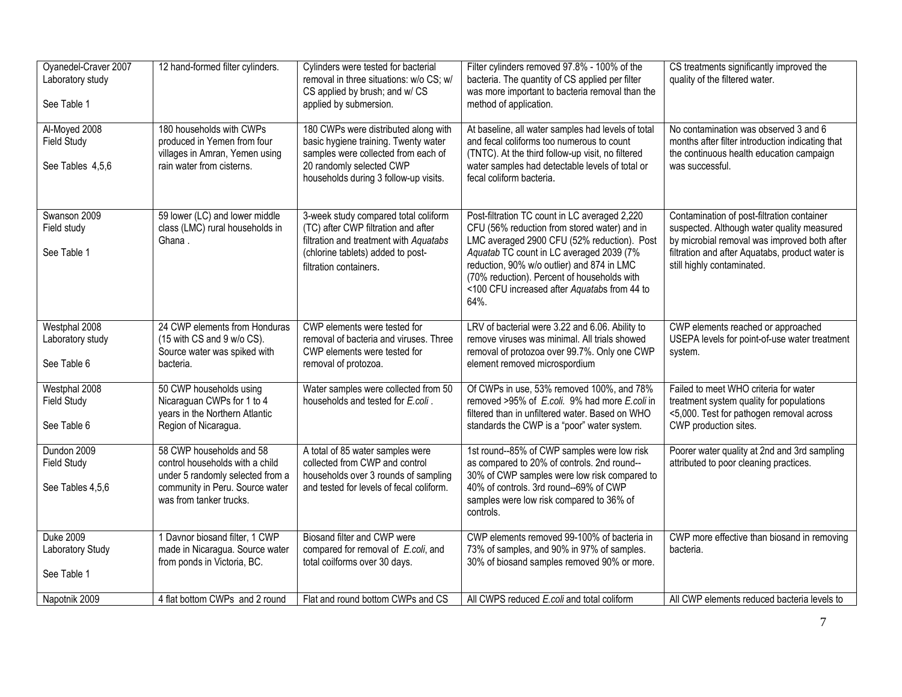| | | | | |
|---|---|---|---|---|
| Oyanedel-Craver 2007<br>Laboratory study<br><br>See Table 1 | 12 hand-formed filter cylinders. | Cylinders were tested for bacterial removal in three situations: w/o CS; w/ CS applied by brush; and w/ CS applied by submersion. | Filter cylinders removed 97.8% - 100% of the bacteria. The quantity of CS applied per filter was more important to bacteria removal than the method of application. | CS treatments significantly improved the quality of the filtered water. |
| Al-Moyed 2008<br>Field Study<br><br>See Tables 4,5,6 | 180 households with CWPs produced in Yemen from four villages in Amran, Yemen using rain water from cisterns. | 180 CWPs were distributed along with basic hygiene training. Twenty water samples were collected from each of 20 randomly selected CWP households during 3 follow-up visits. | At baseline, all water samples had levels of total and fecal coliforms too numerous to count (TNTC). At the third follow-up visit, no filtered water samples had detectable levels of total or fecal coliform bacteria. | No contamination was observed 3 and 6 months after filter introduction indicating that the continuous health education campaign was successful. |
| Swanson 2009<br>Field study<br><br>See Table 1 | 59 lower (LC) and lower middle class (LMC) rural households in Ghana . | 3-week study compared total coliform (TC) after CWP filtration and after filtration and treatment with *Aquatabs* (chlorine tablets) added to post-filtration containers. | Post-filtration TC count in LC averaged 2,220 CFU (56% reduction from stored water) and in LMC averaged 2900 CFU (52% reduction). Post *Aquatab* TC count in LC averaged 2039 (7% reduction, 90% w/o outlier) and 874 in LMC (70% reduction). Percent of households with <100 CFU increased after *Aquatab*s from 44 to 64%. | Contamination of post-filtration container suspected. Although water quality measured by microbial removal was improved both after filtration and after Aquatabs, product water is still highly contaminated. |
| Westphal 2008<br>Laboratory study<br><br>See Table 6 | 24 CWP elements from Honduras (15 with CS and 9 w/o CS). Source water was spiked with bacteria. | CWP elements were tested for removal of bacteria and viruses. Three CWP elements were tested for removal of protozoa. | LRV of bacterial were 3.22 and 6.06. Ability to remove viruses was minimal. All trials showed removal of protozoa over 99.7%. Only one CWP element removed microspordium | CWP elements reached or approached USEPA levels for point-of-use water treatment system. |
| Westphal 2008<br>Field Study<br><br>See Table 6 | 50 CWP households using Nicaraguan CWPs for 1 to 4 years in the Northern Atlantic Region of Nicaragua. | Water samples were collected from 50 households and tested for *E.coli* . | Of CWPs in use, 53% removed 100%, and 78% removed >95% of *E.coli.* 9% had more *E.coli* in filtered than in unfiltered water. Based on WHO standards the CWP is a "poor" water system. | Failed to meet WHO criteria for water treatment system quality for populations <5,000. Test for pathogen removal across CWP production sites. |
| Dundon 2009<br>Field Study<br><br>See Tables 4,5,6 | 58 CWP households and 58 control households with a child under 5 randomly selected from a community in Peru. Source water was from tanker trucks. | A total of 85 water samples were collected from CWP and control households over 3 rounds of sampling and tested for levels of fecal coliform. | 1st round--85% of CWP samples were low risk as compared to 20% of controls. 2nd round--30% of CWP samples were low risk compared to 40% of controls. 3rd round--69% of CWP samples were low risk compared to 36% of controls. | Poorer water quality at 2nd and 3rd sampling attributed to poor cleaning practices. |
| Duke 2009<br>Laboratory Study<br><br>See Table 1 | 1 Davnor biosand filter, 1 CWP made in Nicaragua. Source water from ponds in Victoria, BC. | Biosand filter and CWP were compared for removal of *E.coli*, and total coilforms over 30 days. | CWP elements removed 99-100% of bacteria in 73% of samples, and 90% in 97% of samples. 30% of biosand samples removed 90% or more. | CWP more effective than biosand in removing bacteria. |
| Napotnik 2009 | 4 flat bottom CWPs and 2 round | Flat and round bottom CWPs and CS | All CWPS reduced *E.coli* and total coliform | All CWP elements reduced bacteria levels to |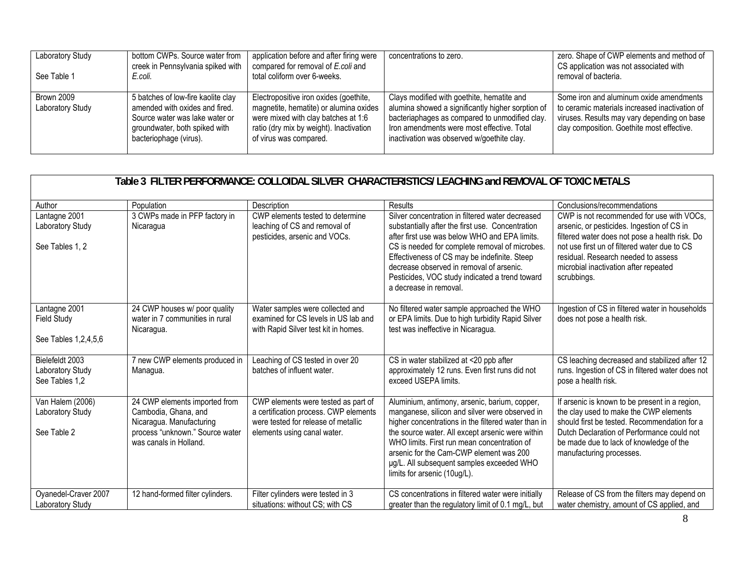| | | | | |
|---|---|---|---|---|
| Laboratory Study<br><br>See Table 1 | bottom CWPs. Source water from creek in Pennsylvania spiked with *E.coli*. | application before and after firing were compared for removal of *E.coli* and total coliform over 6-weeks. | concentrations to zero. | zero. Shape of CWP elements and method of CS application was not associated with removal of bacteria. |
| Brown 2009<br>Laboratory Study | 5 batches of low-fire kaolite clay amended with oxides and fired. Source water was lake water or groundwater, both spiked with bacteriophage (virus). | Electropositive iron oxides (goethite, magnetite, hematite) or alumina oxides were mixed with clay batches at 1:6 ratio (dry mix by weight). Inactivation of virus was compared. | Clays modified with goethite, hematite and alumina showed a significantly higher sorption of bacteriaphages as compared to unmodified clay. Iron amendments were most effective. Total inactivation was observed w/goethite clay. | Some iron and aluminum oxide amendments to ceramic materials increased inactivation of viruses. Results may vary depending on base clay composition. Goethite most effective. |

**Table 3 FILTER PERFORMANCE: COLLOIDAL SILVER CHARACTERISTICS/ LEACHING and REMOVAL OF TOXIC METALS**

| Author | Population | Description | Results | Conclusions/recommendations |
|---|---|---|---|---|
| Lantagne 2001<br>Laboratory Study<br><br>See Tables 1, 2 | 3 CWPs made in PFP factory in Nicaragua | CWP elements tested to determine leaching of CS and removal of pesticides, arsenic and VOCs. | Silver concentration in filtered water decreased substantially after the first use. Concentration after first use was below WHO and EPA limits. CS is needed for complete removal of microbes. Effectiveness of CS may be indefinite. Steep decrease observed in removal of arsenic. Pesticides, VOC study indicated a trend toward a decrease in removal. | CWP is not recommended for use with VOCs, arsenic, or pesticides. Ingestion of CS in filtered water does not pose a health risk. Do not use first un of filtered water due to CS residual. Research needed to assess microbial inactivation after repeated scrubbings. |
| Lantagne 2001<br>Field Study<br><br>See Tables 1,2,4,5,6 | 24 CWP houses w/ poor quality water in 7 communities in rural Nicaragua. | Water samples were collected and examined for CS levels in US lab and with Rapid Silver test kit in homes. | No filtered water sample approached the WHO or EPA limits. Due to high turbidity Rapid Silver test was ineffective in Nicaragua. | Ingestion of CS in filtered water in households does not pose a health risk. |
| Bielefeldt 2003<br>Laboratory Study<br>See Tables 1,2 | 7 new CWP elements produced in Managua. | Leaching of CS tested in over 20 batches of influent water. | CS in water stabilized at <20 ppb after approximately 12 runs. Even first runs did not exceed USEPA limits. | CS leaching decreased and stabilized after 12 runs. Ingestion of CS in filtered water does not pose a health risk. |
| Van Halem (2006)<br>Laboratory Study<br><br>See Table 2 | 24 CWP elements imported from Cambodia, Ghana, and Nicaragua. Manufacturing process "unknown." Source water was canals in Holland. | CWP elements were tested as part of a certification process. CWP elements were tested for release of metallic elements using canal water. | Aluminium, antimony, arsenic, barium, copper, manganese, silicon and silver were observed in higher concentrations in the filtered water than in the source water. All except arsenic were within WHO limits. First run mean concentration of arsenic for the Cam-CWP element was 200 μg/L. All subsequent samples exceeded WHO limits for arsenic (10ug/L). | If arsenic is known to be present in a region, the clay used to make the CWP elements should first be tested. Recommendation for a Dutch Declaration of Performance could not be made due to lack of knowledge of the manufacturing processes. |
| Oyanedel-Craver 2007<br>Laboratory Study | 12 hand-formed filter cylinders. | Filter cylinders were tested in 3 situations: without CS; with CS | CS concentrations in filtered water were initially greater than the regulatory limit of 0.1 mg/L, but | Release of CS from the filters may depend on water chemistry, amount of CS applied, and |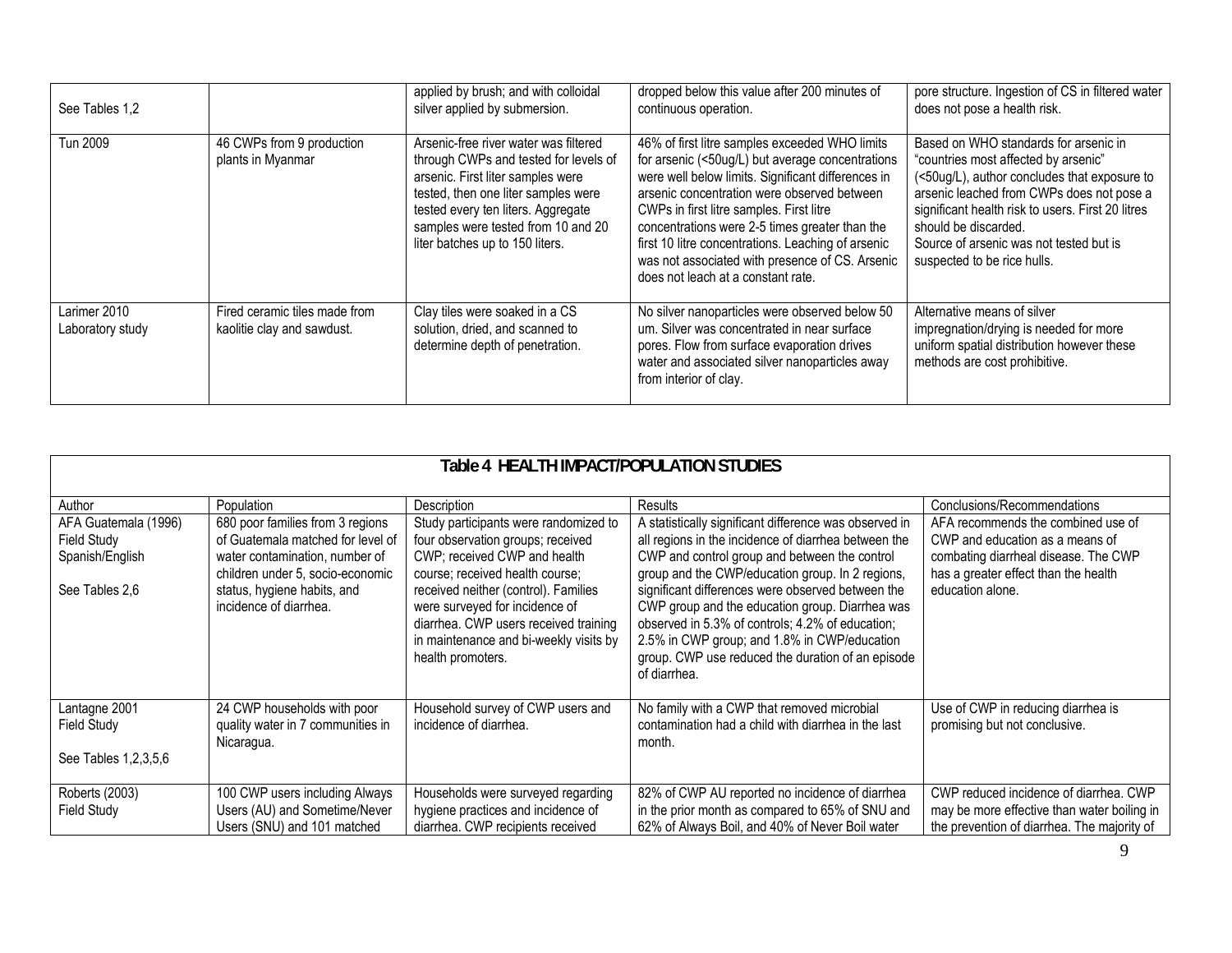| | | | | |
|---|---|---|---|---|
| See Tables 1,2 | | applied by brush; and with colloidal silver applied by submersion. | dropped below this value after 200 minutes of continuous operation. | pore structure. Ingestion of CS in filtered water does not pose a health risk. |
| Tun 2009 | 46 CWPs from 9 production plants in Myanmar | Arsenic-free river water was filtered through CWPs and tested for levels of arsenic. First liter samples were tested, then one liter samples were tested every ten liters. Aggregate samples were tested from 10 and 20 liter batches up to 150 liters. | 46% of first litre samples exceeded WHO limits for arsenic (<50ug/L) but average concentrations were well below limits. Significant differences in arsenic concentration were observed between CWPs in first litre samples. First litre concentrations were 2-5 times greater than the first 10 litre concentrations. Leaching of arsenic was not associated with presence of CS. Arsenic does not leach at a constant rate. | Based on WHO standards for arsenic in "countries most affected by arsenic" (<50ug/L), author concludes that exposure to arsenic leached from CWPs does not pose a significant health risk to users. First 20 litres should be discarded. Source of arsenic was not tested but is suspected to be rice hulls. |
| Larimer 2010 Laboratory study | Fired ceramic tiles made from kaolitie clay and sawdust. | Clay tiles were soaked in a CS solution, dried, and scanned to determine depth of penetration. | No silver nanoparticles were observed below 50 um. Silver was concentrated in near surface pores. Flow from surface evaporation drives water and associated silver nanoparticles away from interior of clay. | Alternative means of silver impregnation/drying is needed for more uniform spatial distribution however these methods are cost prohibitive. |

**Table 4 HEALTH IMPACT/POPULATION STUDIES**

| Author | Population | Description | Results | Conclusions/Recommendations |
|---|---|---|---|---|
| AFA Guatemala (1996) Field Study Spanish/English<br><br>See Tables 2,6 | 680 poor families from 3 regions of Guatemala matched for level of water contamination, number of children under 5, socio-economic status, hygiene habits, and incidence of diarrhea. | Study participants were randomized to four observation groups; received CWP; received CWP and health course; received health course; received neither (control). Families were surveyed for incidence of diarrhea. CWP users received training in maintenance and bi-weekly visits by health promoters. | A statistically significant difference was observed in all regions in the incidence of diarrhea between the CWP and control group and between the control group and the CWP/education group. In 2 regions, significant differences were observed between the CWP group and the education group. Diarrhea was observed in 5.3% of controls; 4.2% of education; 2.5% in CWP group; and 1.8% in CWP/education group. CWP use reduced the duration of an episode of diarrhea. | AFA recommends the combined use of CWP and education as a means of combating diarrheal disease. The CWP has a greater effect than the health education alone. |
| Lantagne 2001 Field Study<br><br>See Tables 1,2,3,5,6 | 24 CWP households with poor quality water in 7 communities in Nicaragua. | Household survey of CWP users and incidence of diarrhea. | No family with a CWP that removed microbial contamination had a child with diarrhea in the last month. | Use of CWP in reducing diarrhea is promising but not conclusive. |
| Roberts (2003) Field Study | 100 CWP users including Always Users (AU) and Sometime/Never Users (SNU) and 101 matched | Households were surveyed regarding hygiene practices and incidence of diarrhea. CWP recipients received | 82% of CWP AU reported no incidence of diarrhea in the prior month as compared to 65% of SNU and 62% of Always Boil, and 40% of Never Boil water | CWP reduced incidence of diarrhea. CWP may be more effective than water boiling in the prevention of diarrhea. The majority of |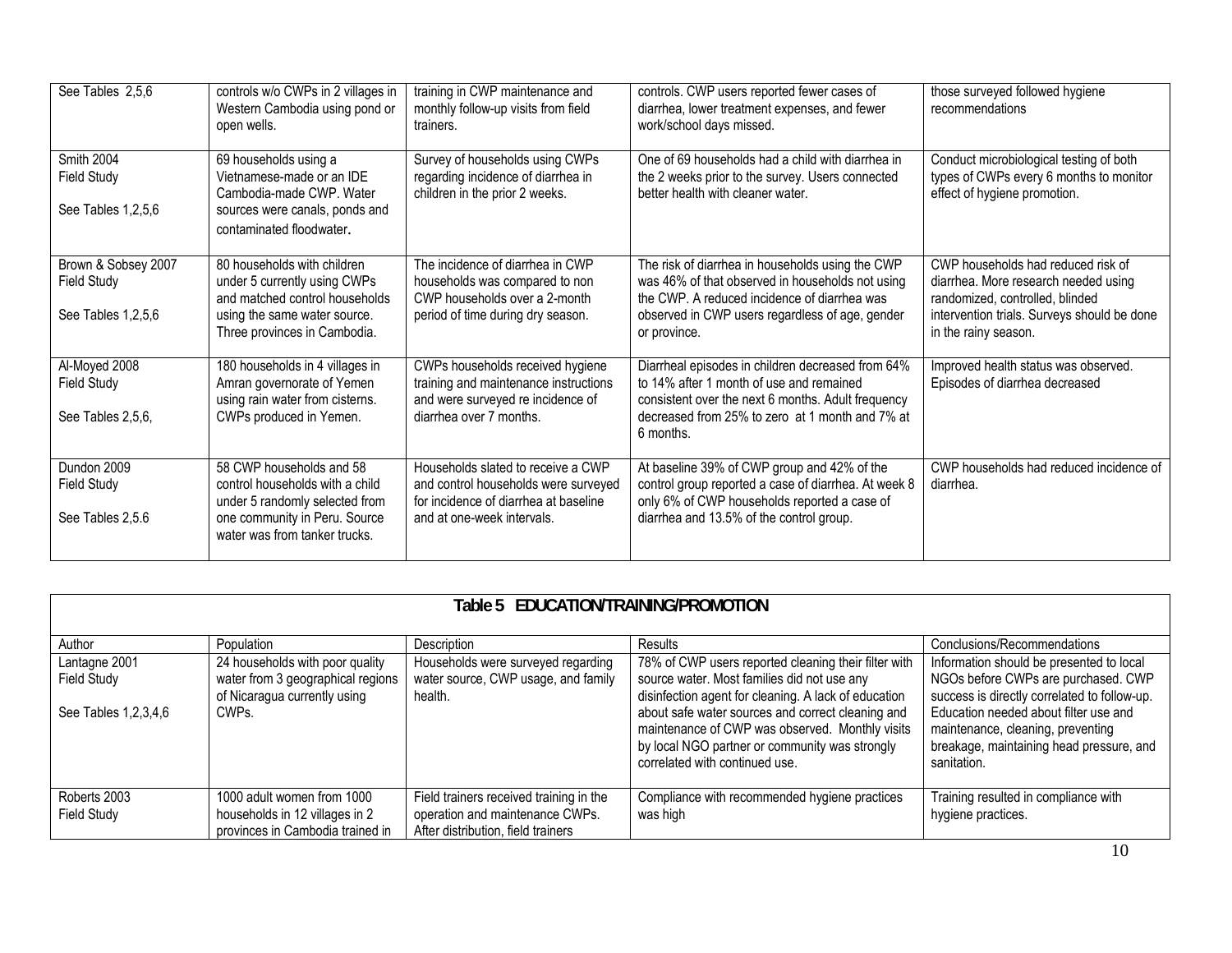| | | | | |
|---|---|---|---|---|
| See Tables 2,5,6 | controls w/o CWPs in 2 villages in Western Cambodia using pond or open wells. | training in CWP maintenance and monthly follow-up visits from field trainers. | controls. CWP users reported fewer cases of diarrhea, lower treatment expenses, and fewer work/school days missed. | those surveyed followed hygiene recommendations |
| Smith 2004<br>Field Study<br><br>See Tables 1,2,5,6 | 69 households using a Vietnamese-made or an IDE Cambodia-made CWP. Water sources were canals, ponds and contaminated floodwater. | Survey of households using CWPs regarding incidence of diarrhea in children in the prior 2 weeks. | One of 69 households had a child with diarrhea in the 2 weeks prior to the survey. Users connected better health with cleaner water. | Conduct microbiological testing of both types of CWPs every 6 months to monitor effect of hygiene promotion. |
| Brown & Sobsey 2007<br>Field Study<br><br>See Tables 1,2,5,6 | 80 households with children under 5 currently using CWPs and matched control households using the same water source. Three provinces in Cambodia. | The incidence of diarrhea in CWP households was compared to non CWP households over a 2-month period of time during dry season. | The risk of diarrhea in households using the CWP was 46% of that observed in households not using the CWP. A reduced incidence of diarrhea was observed in CWP users regardless of age, gender or province. | CWP households had reduced risk of diarrhea. More research needed using randomized, controlled, blinded intervention trials. Surveys should be done in the rainy season. |
| Al-Moyed 2008<br>Field Study<br><br>See Tables 2,5,6, | 180 households in 4 villages in Amran governorate of Yemen using rain water from cisterns. CWPs produced in Yemen. | CWPs households received hygiene training and maintenance instructions and were surveyed re incidence of diarrhea over 7 months. | Diarrheal episodes in children decreased from 64% to 14% after 1 month of use and remained consistent over the next 6 months. Adult frequency decreased from 25% to zero at 1 month and 7% at 6 months. | Improved health status was observed. Episodes of diarrhea decreased |
| Dundon 2009<br>Field Study<br><br>See Tables 2,5.6 | 58 CWP households and 58 control households with a child under 5 randomly selected from one community in Peru. Source water was from tanker trucks. | Households slated to receive a CWP and control households were surveyed for incidence of diarrhea at baseline and at one-week intervals. | At baseline 39% of CWP group and 42% of the control group reported a case of diarrhea. At week 8 only 6% of CWP households reported a case of diarrhea and 13.5% of the control group. | CWP households had reduced incidence of diarrhea. |

**Table 5 EDUCATION/TRAINING/PROMOTION**

| Author | Population | Description | Results | Conclusions/Recommendations |
|---|---|---|---|---|
| Lantagne 2001<br>Field Study<br><br>See Tables 1,2,3,4,6 | 24 households with poor quality water from 3 geographical regions of Nicaragua currently using CWPs. | Households were surveyed regarding water source, CWP usage, and family health. | 78% of CWP users reported cleaning their filter with source water. Most families did not use any disinfection agent for cleaning. A lack of education about safe water sources and correct cleaning and maintenance of CWP was observed. Monthly visits by local NGO partner or community was strongly correlated with continued use. | Information should be presented to local NGOs before CWPs are purchased. CWP success is directly correlated to follow-up. Education needed about filter use and maintenance, cleaning, preventing breakage, maintaining head pressure, and sanitation. |
| Roberts 2003<br>Field Study | 1000 adult women from 1000 households in 12 villages in 2 provinces in Cambodia trained in | Field trainers received training in the operation and maintenance CWPs. After distribution, field trainers | Compliance with recommended hygiene practices was high | Training resulted in compliance with hygiene practices. |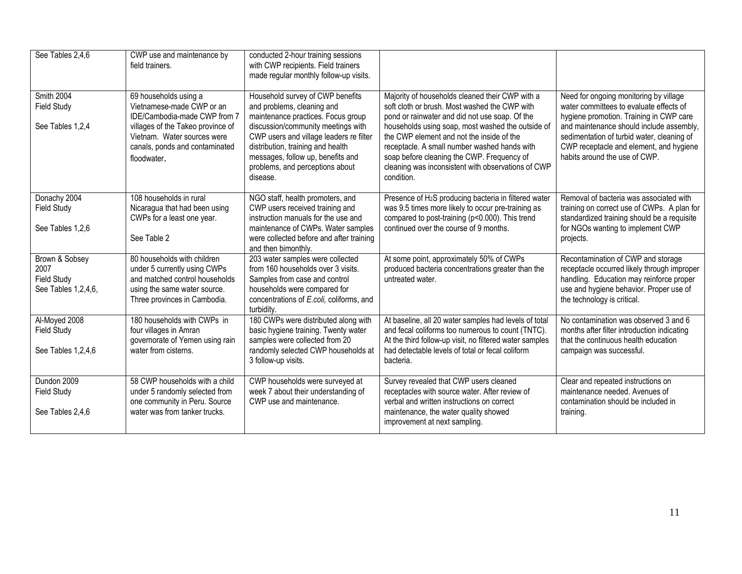| | | | | |
|---|---|---|---|---|
| See Tables 2,4,6 | CWP use and maintenance by field trainers. | conducted 2-hour training sessions with CWP recipients. Field trainers made regular monthly follow-up visits. | | |
| Smith 2004<br>Field Study<br><br>See Tables 1,2,4 | 69 households using a Vietnamese-made CWP or an IDE/Cambodia-made CWP from 7 villages of the Takeo province of Vietnam. Water sources were canals, ponds and contaminated floodwater. | Household survey of CWP benefits and problems, cleaning and maintenance practices. Focus group discussion/community meetings with CWP users and village leaders re filter distribution, training and health messages, follow up, benefits and problems, and perceptions about disease. | Majority of households cleaned their CWP with a soft cloth or brush. Most washed the CWP with pond or rainwater and did not use soap. Of the households using soap, most washed the outside of the CWP element and not the inside of the receptacle. A small number washed hands with soap before cleaning the CWP. Frequency of cleaning was inconsistent with observations of CWP condition. | Need for ongoing monitoring by village water committees to evaluate effects of hygiene promotion. Training in CWP care and maintenance should include assembly, sedimentation of turbid water, cleaning of CWP receptacle and element, and hygiene habits around the use of CWP. |
| Donachy 2004<br>Field Study<br><br>See Tables 1,2,6 | 108 households in rural Nicaragua that had been using CWPs for a least one year.<br><br>See Table 2 | NGO staff, health promoters, and CWP users received training and instruction manuals for the use and maintenance of CWPs. Water samples were collected before and after training and then bimonthly. | Presence of $H_2S$ producing bacteria in filtered water was 9.5 times more likely to occur pre-training as compared to post-training ($p<0.000$). This trend continued over the course of 9 months. | Removal of bacteria was associated with training on correct use of CWPs. A plan for standardized training should be a requisite for NGOs wanting to implement CWP projects. |
| Brown & Sobsey 2007<br>Field Study<br>See Tables 1,2,4,6, | 80 households with children under 5 currently using CWPs and matched control households using the same water source. Three provinces in Cambodia. | 203 water samples were collected from 160 households over 3 visits. Samples from case and control households were compared for concentrations of *E.coli,* coliforms, and turbidity. | At some point, approximately 50% of CWPs produced bacteria concentrations greater than the untreated water. | Recontamination of CWP and storage receptacle occurred likely through improper handling. Education may reinforce proper use and hygiene behavior. Proper use of the technology is critical. |
| Al-Moyed 2008<br>Field Study<br><br>See Tables 1,2,4,6 | 180 households with CWPs in four villages in Amran governorate of Yemen using rain water from cisterns. | 180 CWPs were distributed along with basic hygiene training. Twenty water samples were collected from 20 randomly selected CWP households at 3 follow-up visits. | At baseline, all 20 water samples had levels of total and fecal coliforms too numerous to count (TNTC). At the third follow-up visit, no filtered water samples had detectable levels of total or fecal coliform bacteria. | No contamination was observed 3 and 6 months after filter introduction indicating that the continuous health education campaign was successful. |
| Dundon 2009<br>Field Study<br><br>See Tables 2,4,6 | 58 CWP households with a child under 5 randomly selected from one community in Peru. Source water was from tanker trucks. | CWP households were surveyed at week 7 about their understanding of CWP use and maintenance. | Survey revealed that CWP users cleaned receptacles with source water. After review of verbal and written instructions on correct maintenance, the water quality showed improvement at next sampling. | Clear and repeated instructions on maintenance needed. Avenues of contamination should be included in training. |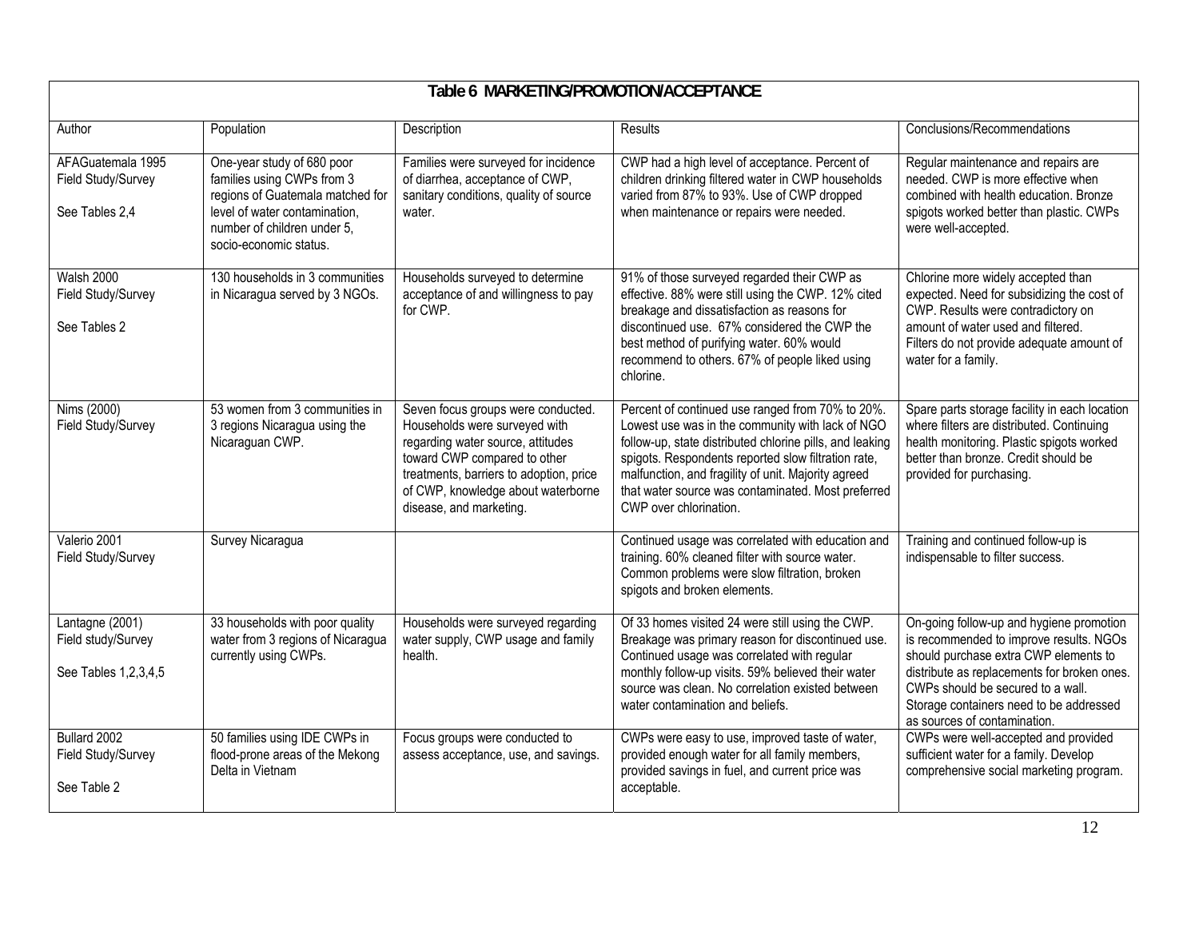**Table 6 MARKETING/PROMOTION/ACCEPTANCE**

| Author | Population | Description | Results | Conclusions/Recommendations |
|---|---|---|---|---|
| AFAGuatemala 1995<br>Field Study/Survey<br><br>See Tables 2,4 | One-year study of 680 poor families using CWPs from 3 regions of Guatemala matched for level of water contamination, number of children under 5, socio-economic status. | Families were surveyed for incidence of diarrhea, acceptance of CWP, sanitary conditions, quality of source water. | CWP had a high level of acceptance. Percent of children drinking filtered water in CWP households varied from 87% to 93%. Use of CWP dropped when maintenance or repairs were needed. | Regular maintenance and repairs are needed. CWP is more effective when combined with health education. Bronze spigots worked better than plastic. CWPs were well-accepted. |
| Walsh 2000<br>Field Study/Survey<br><br>See Tables 2 | 130 households in 3 communities in Nicaragua served by 3 NGOs. | Households surveyed to determine acceptance of and willingness to pay for CWP. | 91% of those surveyed regarded their CWP as effective. 88% were still using the CWP. 12% cited breakage and dissatisfaction as reasons for discontinued use. 67% considered the CWP the best method of purifying water. 60% would recommend to others. 67% of people liked using chlorine. | Chlorine more widely accepted than expected. Need for subsidizing the cost of CWP. Results were contradictory on amount of water used and filtered. Filters do not provide adequate amount of water for a family. |
| Nims (2000)<br>Field Study/Survey | 53 women from 3 communities in 3 regions Nicaragua using the Nicaraguan CWP. | Seven focus groups were conducted. Households were surveyed with regarding water source, attitudes toward CWP compared to other treatments, barriers to adoption, price of CWP, knowledge about waterborne disease, and marketing. | Percent of continued use ranged from 70% to 20%. Lowest use was in the community with lack of NGO follow-up, state distributed chlorine pills, and leaking spigots. Respondents reported slow filtration rate, malfunction, and fragility of unit. Majority agreed that water source was contaminated. Most preferred CWP over chlorination. | Spare parts storage facility in each location where filters are distributed. Continuing health monitoring. Plastic spigots worked better than bronze. Credit should be provided for purchasing. |
| Valerio 2001<br>Field Study/Survey | Survey Nicaragua | | Continued usage was correlated with education and training. 60% cleaned filter with source water. Common problems were slow filtration, broken spigots and broken elements. | Training and continued follow-up is indispensable to filter success. |
| Lantagne (2001)<br>Field study/Survey<br><br>See Tables 1,2,3,4,5 | 33 households with poor quality water from 3 regions of Nicaragua currently using CWPs. | Households were surveyed regarding water supply, CWP usage and family health. | Of 33 homes visited 24 were still using the CWP. Breakage was primary reason for discontinued use. Continued usage was correlated with regular monthly follow-up visits. 59% believed their water source was clean. No correlation existed between water contamination and beliefs. | On-going follow-up and hygiene promotion is recommended to improve results. NGOs should purchase extra CWP elements to distribute as replacements for broken ones. CWPs should be secured to a wall. Storage containers need to be addressed as sources of contamination. |
| Bullard 2002<br>Field Study/Survey<br><br>See Table 2 | 50 families using IDE CWPs in flood-prone areas of the Mekong Delta in Vietnam | Focus groups were conducted to assess acceptance, use, and savings. | CWPs were easy to use, improved taste of water, provided enough water for all family members, provided savings in fuel, and current price was acceptable. | CWPs were well-accepted and provided sufficient water for a family. Develop comprehensive social marketing program. |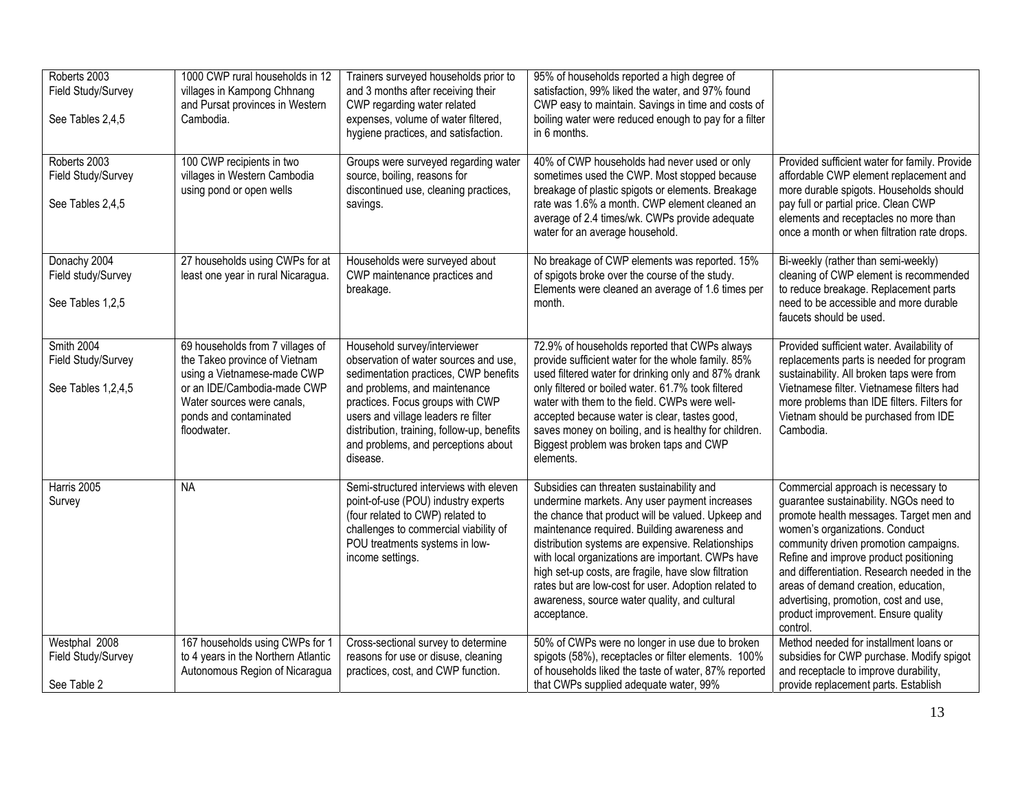| Roberts 2003<br>Field Study/Survey<br><br>See Tables 2,4,5 | 1000 CWP rural households in 12 villages in Kampong Chhnang and Pursat provinces in Western Cambodia. | Trainers surveyed households prior to and 3 months after receiving their CWP regarding water related expenses, volume of water filtered, hygiene practices, and satisfaction. | 95% of households reported a high degree of satisfaction, 99% liked the water, and 97% found CWP easy to maintain. Savings in time and costs of boiling water were reduced enough to pay for a filter in 6 months. | |
|---|---|---|---|---|
| Roberts 2003<br>Field Study/Survey<br><br>See Tables 2,4,5 | 100 CWP recipients in two villages in Western Cambodia using pond or open wells | Groups were surveyed regarding water source, boiling, reasons for discontinued use, cleaning practices, savings. | 40% of CWP households had never used or only sometimes used the CWP. Most stopped because breakage of plastic spigots or elements. Breakage rate was 1.6% a month. CWP element cleaned an average of 2.4 times/wk. CWPs provide adequate water for an average household. | Provided sufficient water for family. Provide affordable CWP element replacement and more durable spigots. Households should pay full or partial price. Clean CWP elements and receptacles no more than once a month or when filtration rate drops. |
| Donachy 2004<br>Field study/Survey<br><br>See Tables 1,2,5 | 27 households using CWPs for at least one year in rural Nicaragua. | Households were surveyed about CWP maintenance practices and breakage. | No breakage of CWP elements was reported. 15% of spigots broke over the course of the study. Elements were cleaned an average of 1.6 times per month. | Bi-weekly (rather than semi-weekly) cleaning of CWP element is recommended to reduce breakage. Replacement parts need to be accessible and more durable faucets should be used. |
| Smith 2004<br>Field Study/Survey<br><br>See Tables 1,2,4,5 | 69 households from 7 villages of the Takeo province of Vietnam using a Vietnamese-made CWP or an IDE/Cambodia-made CWP Water sources were canals, ponds and contaminated floodwater. | Household survey/interviewer observation of water sources and use, sedimentation practices, CWP benefits and problems, and maintenance practices. Focus groups with CWP users and village leaders re filter distribution, training, follow-up, benefits and problems, and perceptions about disease. | 72.9% of households reported that CWPs always provide sufficient water for the whole family. 85% used filtered water for drinking only and 87% drank only filtered or boiled water. 61.7% took filtered water with them to the field. CWPs were well-accepted because water is clear, tastes good, saves money on boiling, and is healthy for children. Biggest problem was broken taps and CWP elements. | Provided sufficient water. Availability of replacements parts is needed for program sustainability. All broken taps were from Vietnamese filter. Vietnamese filters had more problems than IDE filters. Filters for Vietnam should be purchased from IDE Cambodia. |
| Harris 2005<br>Survey | NA | Semi-structured interviews with eleven point-of-use (POU) industry experts (four related to CWP) related to challenges to commercial viability of POU treatments systems in low-income settings. | Subsidies can threaten sustainability and undermine markets. Any user payment increases the chance that product will be valued. Upkeep and maintenance required. Building awareness and distribution systems are expensive. Relationships with local organizations are important. CWPs have high set-up costs, are fragile, have slow filtration rates but are low-cost for user. Adoption related to awareness, source water quality, and cultural acceptance. | Commercial approach is necessary to guarantee sustainability. NGOs need to promote health messages. Target men and women's organizations. Conduct community driven promotion campaigns. Refine and improve product positioning and differentiation. Research needed in the areas of demand creation, education, advertising, promotion, cost and use, product improvement. Ensure quality control. |
| Westphal 2008<br>Field Study/Survey<br><br>See Table 2 | 167 households using CWPs for 1 to 4 years in the Northern Atlantic Autonomous Region of Nicaragua | Cross-sectional survey to determine reasons for use or disuse, cleaning practices, cost, and CWP function. | 50% of CWPs were no longer in use due to broken spigots (58%), receptacles or filter elements. 100% of households liked the taste of water, 87% reported that CWPs supplied adequate water, 99% | Method needed for installment loans or subsidies for CWP purchase. Modify spigot and receptacle to improve durability, provide replacement parts. Establish |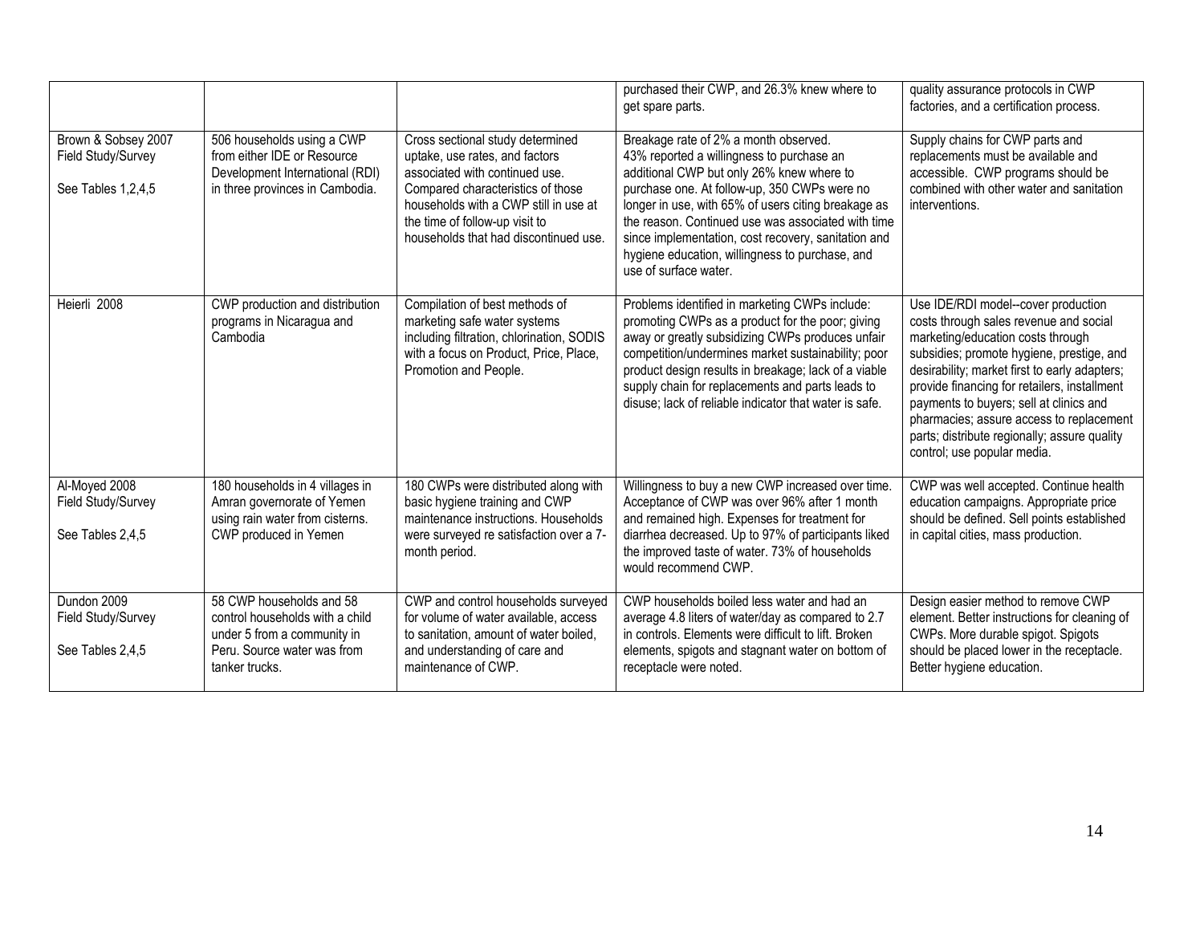| | | | | |
|---|---|---|---|---|
| | | | purchased their CWP, and 26.3% knew where to get spare parts. | quality assurance protocols in CWP factories, and a certification process. |
| Brown & Sobsey 2007 Field Study/Survey<br><br>See Tables 1,2,4,5 | 506 households using a CWP from either IDE or Resource Development International (RDI) in three provinces in Cambodia. | Cross sectional study determined uptake, use rates, and factors associated with continued use. Compared characteristics of those households with a CWP still in use at the time of follow-up visit to households that had discontinued use. | Breakage rate of 2% a month observed. 43% reported a willingness to purchase an additional CWP but only 26% knew where to purchase one. At follow-up, 350 CWPs were no longer in use, with 65% of users citing breakage as the reason. Continued use was associated with time since implementation, cost recovery, sanitation and hygiene education, willingness to purchase, and use of surface water. | Supply chains for CWP parts and replacements must be available and accessible. CWP programs should be combined with other water and sanitation interventions. |
| Heierli 2008 | CWP production and distribution programs in Nicaragua and Cambodia | Compilation of best methods of marketing safe water systems including filtration, chlorination, SODIS with a focus on Product, Price, Place, Promotion and People. | Problems identified in marketing CWPs include: promoting CWPs as a product for the poor; giving away or greatly subsidizing CWPs produces unfair competition/undermines market sustainability; poor product design results in breakage; lack of a viable supply chain for replacements and parts leads to disuse; lack of reliable indicator that water is safe. | Use IDE/RDI model--cover production costs through sales revenue and social marketing/education costs through subsidies; promote hygiene, prestige, and desirability; market first to early adapters; provide financing for retailers, installment payments to buyers; sell at clinics and pharmacies; assure access to replacement parts; distribute regionally; assure quality control; use popular media. |
| Al-Moyed 2008 Field Study/Survey<br><br>See Tables 2,4,5 | 180 households in 4 villages in Amran governorate of Yemen using rain water from cisterns. CWP produced in Yemen | 180 CWPs were distributed along with basic hygiene training and CWP maintenance instructions. Households were surveyed re satisfaction over a 7-month period. | Willingness to buy a new CWP increased over time. Acceptance of CWP was over 96% after 1 month and remained high. Expenses for treatment for diarrhea decreased. Up to 97% of participants liked the improved taste of water. 73% of households would recommend CWP. | CWP was well accepted. Continue health education campaigns. Appropriate price should be defined. Sell points established in capital cities, mass production. |
| Dundon 2009 Field Study/Survey<br><br>See Tables 2,4,5 | 58 CWP households and 58 control households with a child under 5 from a community in Peru. Source water was from tanker trucks. | CWP and control households surveyed for volume of water available, access to sanitation, amount of water boiled, and understanding of care and maintenance of CWP. | CWP households boiled less water and had an average 4.8 liters of water/day as compared to 2.7 in controls. Elements were difficult to lift. Broken elements, spigots and stagnant water on bottom of receptacle were noted. | Design easier method to remove CWP element. Better instructions for cleaning of CWPs. More durable spigot. Spigots should be placed lower in the receptacle. Better hygiene education. |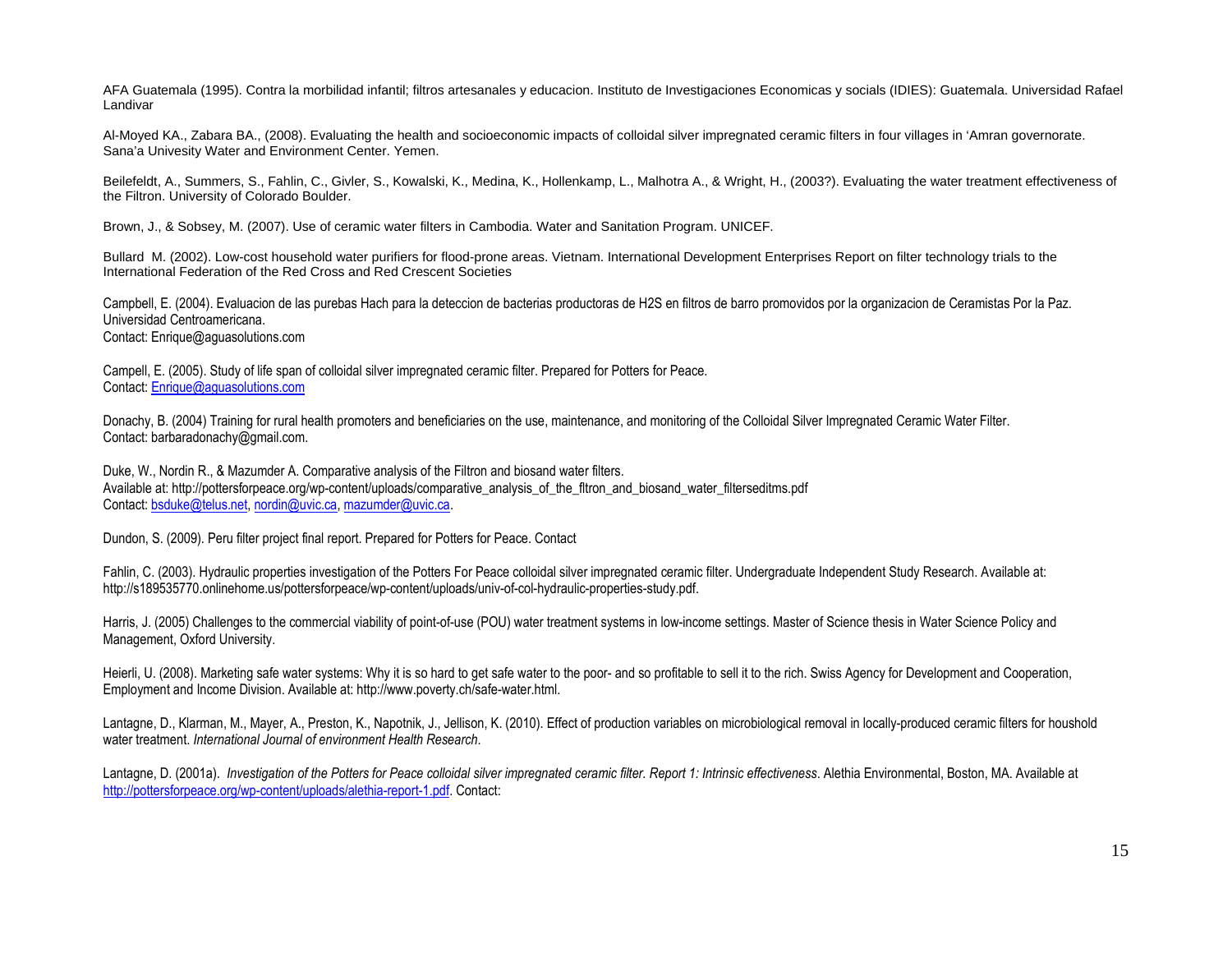AFA Guatemala (1995). Contra la morbilidad infantil; filtros artesanales y educacion. Instituto de Investigaciones Economicas y socials (IDIES): Guatemala. Universidad Rafael Landivar

Al-Moyed KA., Zabara BA., (2008). Evaluating the health and socioeconomic impacts of colloidal silver impregnated ceramic filters in four villages in 'Amran governorate. Sana'a Univesity Water and Environment Center. Yemen.

Beilefeldt, A., Summers, S., Fahlin, C., Givler, S., Kowalski, K., Medina, K., Hollenkamp, L., Malhotra A., & Wright, H., (2003?). Evaluating the water treatment effectiveness of the Filtron. University of Colorado Boulder.

Brown, J., & Sobsey, M. (2007). Use of ceramic water filters in Cambodia. Water and Sanitation Program. UNICEF.

Bullard M. (2002). Low-cost household water purifiers for flood-prone areas. Vietnam. International Development Enterprises Report on filter technology trials to the International Federation of the Red Cross and Red Crescent Societies

Campbell, E. (2004). Evaluacion de las purebas Hach para la deteccion de bacterias productoras de H2S en filtros de barro promovidos por la organizacion de Ceramistas Por la Paz. Universidad Centroamericana.
Contact: Enrique@aguasolutions.com

Campell, E. (2005). Study of life span of colloidal silver impregnated ceramic filter. Prepared for Potters for Peace.
Contact: Enrique@aguasolutions.com

Donachy, B. (2004) Training for rural health promoters and beneficiaries on the use, maintenance, and monitoring of the Colloidal Silver Impregnated Ceramic Water Filter.
Contact: barbaradonachy@gmail.com.

Duke, W., Nordin R., & Mazumder A. Comparative analysis of the Filtron and biosand water filters.
Available at: http://pottersforpeace.org/wp-content/uploads/comparative_analysis_of_the_fltron_and_biosand_water_filterseditms.pdf
Contact: bsduke@telus.net, nordin@uvic.ca, mazumder@uvic.ca.

Dundon, S. (2009). Peru filter project final report. Prepared for Potters for Peace. Contact

Fahlin, C. (2003). Hydraulic properties investigation of the Potters For Peace colloidal silver impregnated ceramic filter. Undergraduate Independent Study Research. Available at: http://s189535770.onlinehome.us/pottersforpeace/wp-content/uploads/univ-of-col-hydraulic-properties-study.pdf.

Harris, J. (2005) Challenges to the commercial viability of point-of-use (POU) water treatment systems in low-income settings. Master of Science thesis in Water Science Policy and Management, Oxford University.

Heierli, U. (2008). Marketing safe water systems: Why it is so hard to get safe water to the poor- and so profitable to sell it to the rich. Swiss Agency for Development and Cooperation, Employment and Income Division. Available at: http://www.poverty.ch/safe-water.html.

Lantagne, D., Klarman, M., Mayer, A., Preston, K., Napotnik, J., Jellison, K. (2010). Effect of production variables on microbiological removal in locally-produced ceramic filters for houshold water treatment. *International Journal of environment Health Research*.

Lantagne, D. (2001a). *Investigation of the Potters for Peace colloidal silver impregnated ceramic filter. Report 1: Intrinsic effectiveness*. Alethia Environmental, Boston, MA. Available at http://pottersforpeace.org/wp-content/uploads/alethia-report-1.pdf. Contact: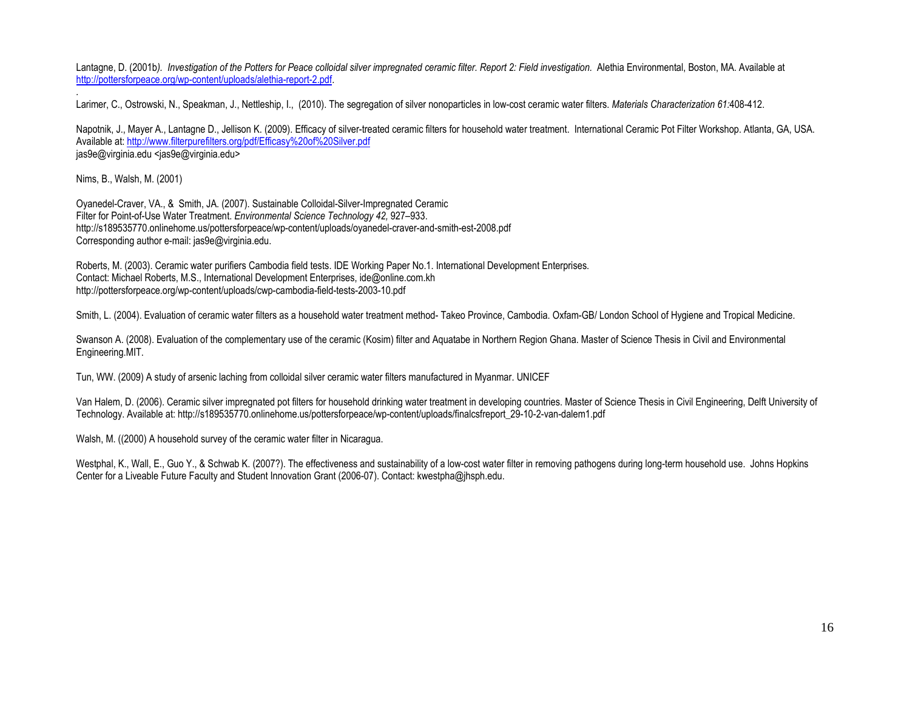Lantagne, D. (2001b). *Investigation of the Potters for Peace colloidal silver impregnated ceramic filter. Report 2: Field investigation.* Alethia Environmental, Boston, MA. Available at http://pottersforpeace.org/wp-content/uploads/alethia-report-2.pdf.

.

Larimer, C., Ostrowski, N., Speakman, J., Nettleship, I., (2010). The segregation of silver nonoparticles in low-cost ceramic water filters. *Materials Characterization 61:*408-412.

Napotnik, J., Mayer A., Lantagne D., Jellison K. (2009). Efficacy of silver-treated ceramic filters for household water treatment. International Ceramic Pot Filter Workshop. Atlanta, GA, USA. Available at: http://www.filterpurefilters.org/pdf/Efficasy%20of%20Silver.pdf
jas9e@virginia.edu <jas9e@virginia.edu>

Nims, B., Walsh, M. (2001)

Oyanedel-Craver, VA., & Smith, JA. (2007). Sustainable Colloidal-Silver-Impregnated Ceramic Filter for Point-of-Use Water Treatment. *Environmental Science Technology 42,* 927–933.
http://s189535770.onlinehome.us/pottersforpeace/wp-content/uploads/oyanedel-craver-and-smith-est-2008.pdf
Corresponding author e-mail: jas9e@virginia.edu.

Roberts, M. (2003). Ceramic water purifiers Cambodia field tests. IDE Working Paper No.1. International Development Enterprises.
Contact: Michael Roberts, M.S., International Development Enterprises, ide@online.com.kh
http://pottersforpeace.org/wp-content/uploads/cwp-cambodia-field-tests-2003-10.pdf

Smith, L. (2004). Evaluation of ceramic water filters as a household water treatment method- Takeo Province, Cambodia. Oxfam-GB/ London School of Hygiene and Tropical Medicine.

Swanson A. (2008). Evaluation of the complementary use of the ceramic (Kosim) filter and Aquatabe in Northern Region Ghana. Master of Science Thesis in Civil and Environmental Engineering.MIT.

Tun, WW. (2009) A study of arsenic laching from colloidal silver ceramic water filters manufactured in Myanmar. UNICEF

Van Halem, D. (2006). Ceramic silver impregnated pot filters for household drinking water treatment in developing countries. Master of Science Thesis in Civil Engineering, Delft University of Technology. Available at: http://s189535770.onlinehome.us/pottersforpeace/wp-content/uploads/finalcsfreport_29-10-2-van-dalem1.pdf

Walsh, M. ((2000) A household survey of the ceramic water filter in Nicaragua.

Westphal, K., Wall, E., Guo Y., & Schwab K. (2007?). The effectiveness and sustainability of a low-cost water filter in removing pathogens during long-term household use. Johns Hopkins Center for a Liveable Future Faculty and Student Innovation Grant (2006-07). Contact: kwestpha@jhsph.edu.